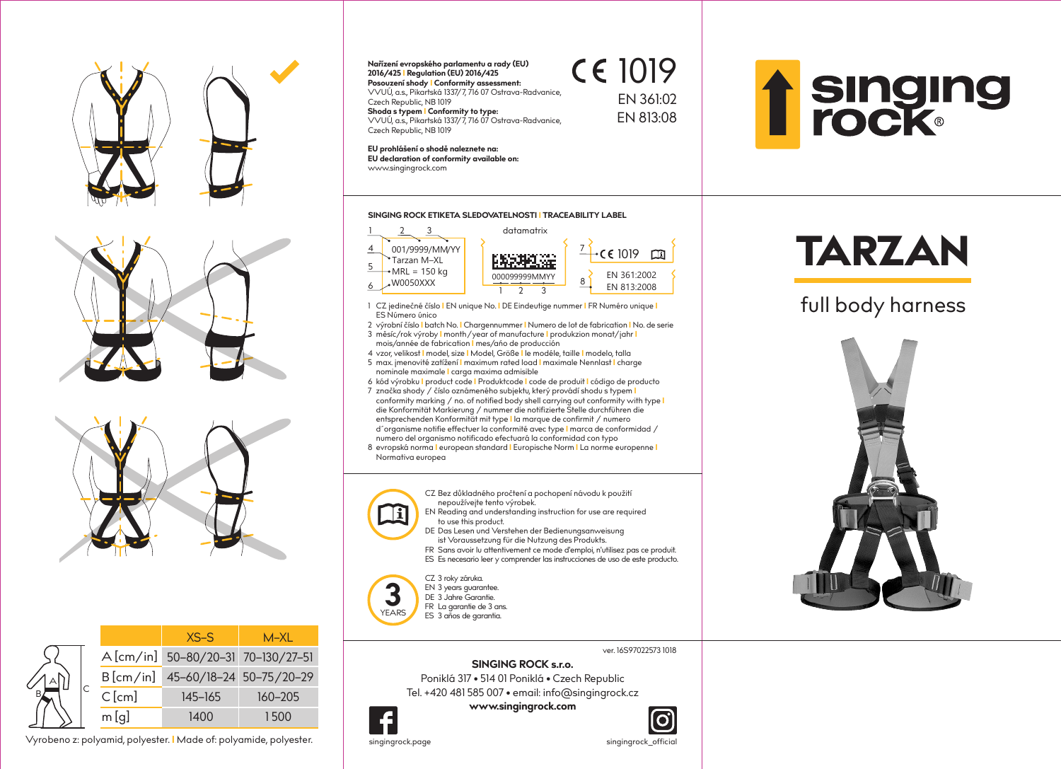# singing rock®

# TARZAN

## full body harness

|  | XS–S | M–XL |
| --- | --- | --- |
| A [cm/in] | 50–80/20–31 | 70–130/27–51 |
| B [cm/in] | 45–60/18–24 | 50–75/20–29 |
| C [cm] | 145–165 | 160–205 |
| m [g] | 1400 | 1500 |

Vyrobeno z: polyamid, polyester. | Made of: polyamide, polyester.

**Nařízení evropského parlamentu a rady (EU) 2016/425 | Regulation (EU) 2016/425**
**Posouzení shody | Conformity assessment:**
VVUÚ, a.s., Pikartská 1337/7, 716 07 Ostrava-Radvanice, Czech Republic, NB 1019
**Shoda s typem | Conformity to type:**
VVUÚ, a.s., Pikartská 1337/7, 716 07 Ostrava-Radvanice, Czech Republic, NB 1019

CE 1019
EN 361:02
EN 813:08

**EU prohlášení o shodě naleznete na:**
**EU declaration of conformity available on:**
www.singingrock.com

**SINGING ROCK ETIKETA SLEDOVATELNOSTI | TRACEABILITY LABEL**

1 2 3 — datamatrix

4 — 001/9999/MM/YY
Tarzan M–XL
5 — MRL = 150 kg
6 — W0050XXX

000099999MMYY (1 2 3)

7 — CE 1019
8 — EN 361:2002, EN 813:2008

1. CZ jedinečné číslo | EN unique No. | DE Eindeutige nummer | FR Numéro unique | ES Número único
2. výrobní číslo | batch No. | Chargennummer | Numero de lot de fabrication | No. de serie
3. měsíc/rok výroby | month/year of manufacture | produkzion monat/jahr | mois/année de fabrication | mes/año de producción
4. vzor, velikost | model, size | Model, Größe | le modèle, taille | modelo, talla
5. max. jmenovité zatížení | maximum rated load | maximale Nennlast | charge nominale maximale | carga maxima admisible
6. kód výrobku | product code | Produktcode | code de produit | código de producto
7. značka shody / číslo oznámeného subjektu, který provádí shodu s typem | conformity marking / no. of notified body shell carying out conformity with type | die Konformität Markierung / nummer die notifizierte Stelle durchführen die entsprechenden Konformität mit type | la marque de confirmit / numero d´organisme notifie effectuer la conformité avec type | marca de conformidad / numero del organismo notificado efectuará la conformidad con typo
8. evropská norma | european standard | Europische Norm | La norme europenne | Normativa europea

CZ Bez důkladného pročtení a pochopení návodu k použití nepoužívejte tento výrobek.
EN Reading and understanding instruction for use are required to use this product.
DE Das Lesen und Verstehen der Bedienungsanweisung ist Voraussetzung für die Nutzung des Produkts.
FR Sans avoir lu attentivement ce mode d'emploi, n'utilisez pas ce produit.
ES Es necesario leer y comprender las instrucciones de uso de este producto.

3 YEARS

CZ 3 roky záruka.
EN 3 years guarantee.
DE 3 Jahre Garantie.
FR La garantie de 3 ans.
ES 3 años de garantia.

ver. 16S97022573 1018

**SINGING ROCK s.r.o.**
Poniklá 317 • 514 01 Poniklá • Czech Republic
Tel. +420 481 585 007 • email: info@singingrock.cz
**www.singingrock.com**

singingrock.page
singingrock_official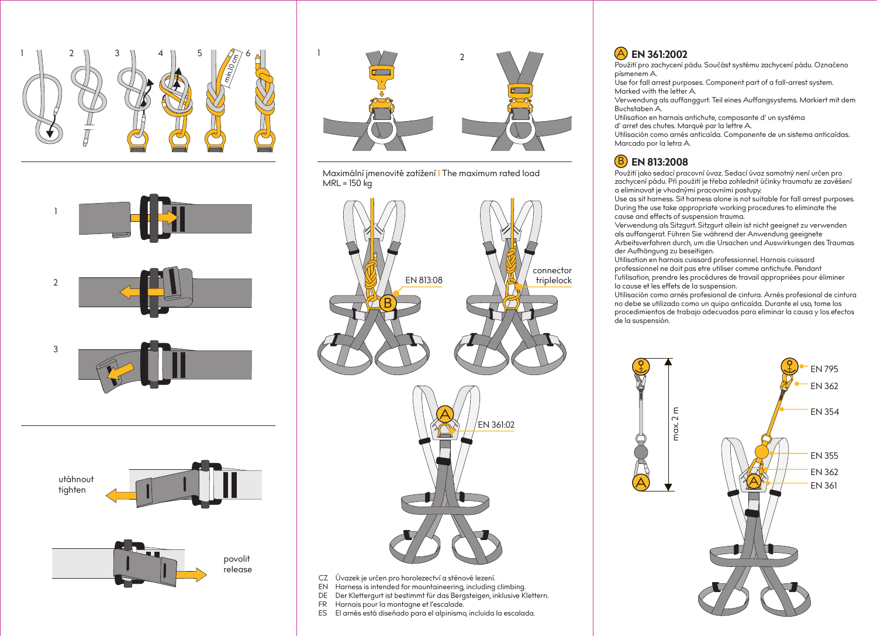1 2 3 4 5 6

min.10 cm

1

2

3

utáhnout
tighten

povolit
release

1 2

Maximální jmenovité zatížení | The maximum rated load
MRL = 150 kg

EN 813:08

B

connector
triplelock

A

EN 361:02

CZ Úvazek je určen pro horolezectví a stěnové lezení.
EN Harness is intended for mountaineering, including climbing.
DE Der Klettergurt ist bestimmt für das Bergsteigen, inklusive Klettern.
FR Harnais pour la montagne et l'escalade.
ES El arnés está diseñado para el alpinismo, incluida la escalada.

## (A) EN 361:2002

Použití pro zachycení pádu. Součást systému zachycení pádu. Označeno písmenem A.
Use for fall arrest purposes. Component part of a fall-arrest system. Marked with the letter A.
Verwendung als auffanggurt. Teil eines Auffangsystems. Markiert mit dem Buchstaben A.
Utilisation en harnais antichute, composante d' un systéma d' arret des chutes. Marqué par la lettre A.
Utilisación como arnés anticaída. Componente de un sistema anticaídas. Marcado por la letra A.

## (B) EN 813:2008

Použití jako sedací pracovní úvaz. Sedací úvaz samotný není určen pro zachycení pádu. Při použití je třeba zohlednit účinky traumatu ze zavěšení a eliminovat je vhodnými pracovními postupy.
Use as sit harness. Sit harness alone is not suitable for fall arrest purposes. During the use take appropriate working procedures to eliminate the cause and effects of suspension trauma.
Verwendung als Sitzgurt. Sitzgurt allein ist nicht geeignet zu verwenden als auffangerat. Führen Sie während der Anwendung geeignete Arbeitsverfahren durch, um die Ursachen und Auswirkungen des Traumas der Aufhängung zu beseitigen.
Utilisation en harnais cuissard professionnel. Harnais cuissard professionnel ne doit pas etre utiliser comme antichute. Pendant l'utilisation, prendre les procédures de travail appropriées pour éliminer la cause et les effets de la suspension.
Utilisación como arnés profesional de cintura. Arnés profesional de cintura no debe se utilizado como un quipo anticaída. Durante el uso, tome los procedimientos de trabajo adecuados para eliminar la causa y los efectos de la suspensión.

max. 2 m

A

EN 795
EN 362
EN 354
EN 355
EN 362
EN 361